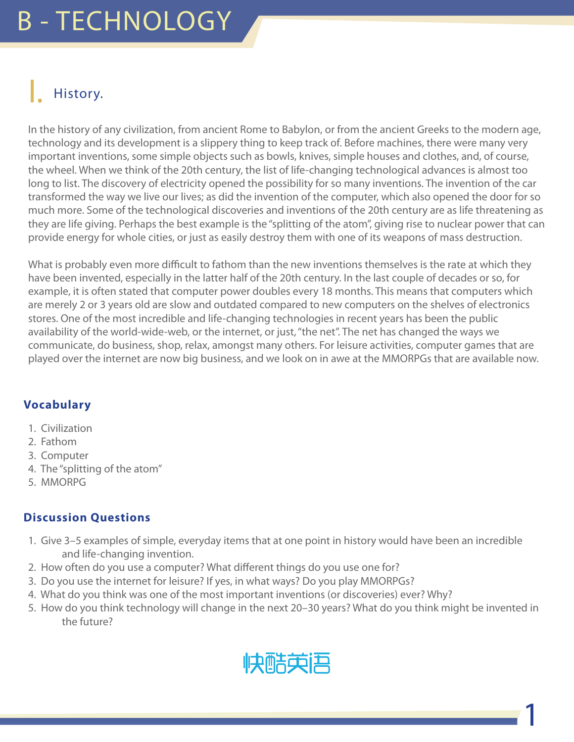# B - TECHNOLOGY

## I. History.

In the history of any civilization, from ancient Rome to Babylon, or from the ancient Greeks to the modern age, technology and its development is a slippery thing to keep track of. Before machines, there were many very important inventions, some simple objects such as bowls, knives, simple houses and clothes, and, of course, the wheel. When we think of the 20th century, the list of life-changing technological advances is almost too long to list. The discovery of electricity opened the possibility for so many inventions. The invention of the car transformed the way we live our lives; as did the invention of the computer, which also opened the door for so much more. Some of the technological discoveries and inventions of the 20th century are as life threatening as they are life giving. Perhaps the best example is the "splitting of the atom", giving rise to nuclear power that can provide energy for whole cities, or just as easily destroy them with one of its weapons of mass destruction.

What is probably even more difficult to fathom than the new inventions themselves is the rate at which they have been invented, especially in the latter half of the 20th century. In the last couple of decades or so, for example, it is often stated that computer power doubles every 18 months. This means that computers which are merely 2 or 3 years old are slow and outdated compared to new computers on the shelves of electronics stores. One of the most incredible and life-changing technologies in recent years has been the public availability of the world-wide-web, or the internet, or just, "the net". The net has changed the ways we communicate, do business, shop, relax, amongst many others. For leisure activities, computer games that are played over the internet are now big business, and we look on in awe at the MMORPGs that are available now.

### Vocabulary

1. Civilization
2. Fathom
3. Computer
4. The "splitting of the atom"
5. MMORPG

### Discussion Questions

1. Give 3–5 examples of simple, everyday items that at one point in history would have been an incredible and life-changing invention.
2. How often do you use a computer? What different things do you use one for?
3. Do you use the internet for leisure? If yes, in what ways? Do you play MMORPGs?
4. What do you think was one of the most important inventions (or discoveries) ever? Why?
5. How do you think technology will change in the next 20–30 years? What do you think might be invented in the future?

快酷英语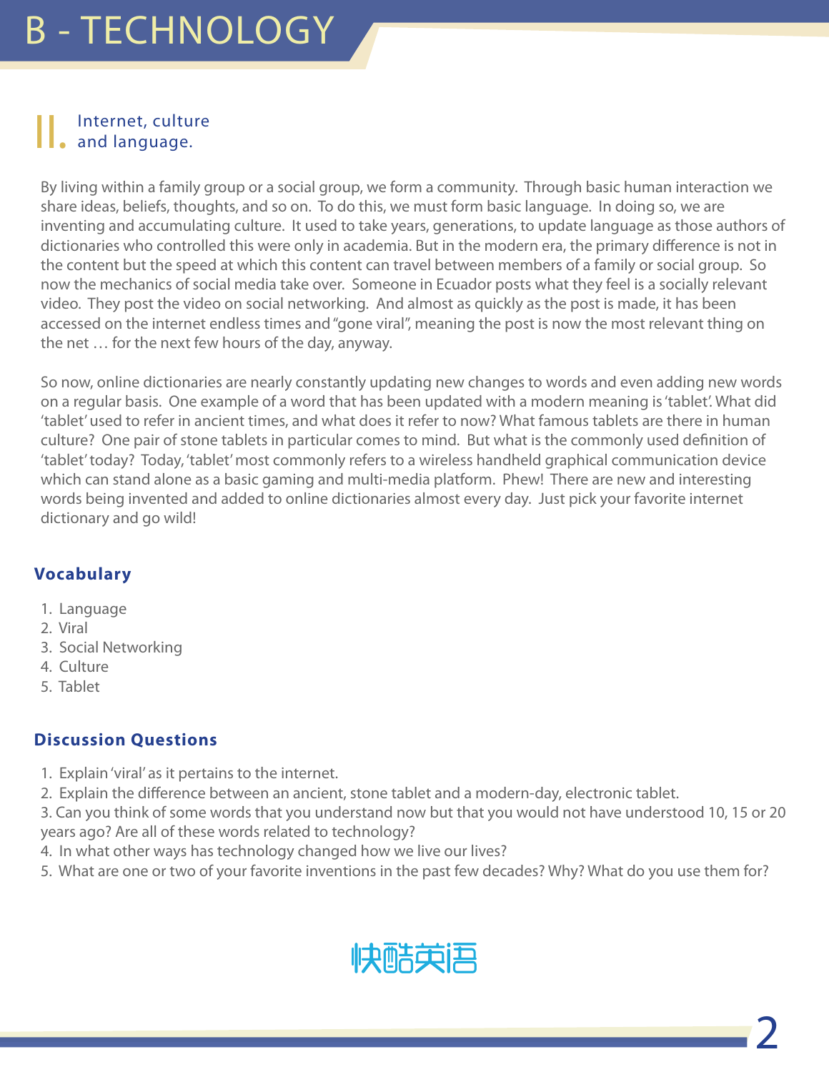# B - TECHNOLOGY

## II. Internet, culture and language.

By living within a family group or a social group, we form a community. Through basic human interaction we share ideas, beliefs, thoughts, and so on. To do this, we must form basic language. In doing so, we are inventing and accumulating culture. It used to take years, generations, to update language as those authors of dictionaries who controlled this were only in academia. But in the modern era, the primary difference is not in the content but the speed at which this content can travel between members of a family or social group. So now the mechanics of social media take over. Someone in Ecuador posts what they feel is a socially relevant video. They post the video on social networking. And almost as quickly as the post is made, it has been accessed on the internet endless times and "gone viral", meaning the post is now the most relevant thing on the net … for the next few hours of the day, anyway.

So now, online dictionaries are nearly constantly updating new changes to words and even adding new words on a regular basis. One example of a word that has been updated with a modern meaning is 'tablet'. What did 'tablet' used to refer in ancient times, and what does it refer to now? What famous tablets are there in human culture? One pair of stone tablets in particular comes to mind. But what is the commonly used definition of 'tablet' today? Today, 'tablet' most commonly refers to a wireless handheld graphical communication device which can stand alone as a basic gaming and multi-media platform. Phew! There are new and interesting words being invented and added to online dictionaries almost every day. Just pick your favorite internet dictionary and go wild!

### Vocabulary

1. Language
2. Viral
3. Social Networking
4. Culture
5. Tablet

### Discussion Questions

1. Explain 'viral' as it pertains to the internet.
2. Explain the difference between an ancient, stone tablet and a modern-day, electronic tablet.
3. Can you think of some words that you understand now but that you would not have understood 10, 15 or 20 years ago? Are all of these words related to technology?
4. In what other ways has technology changed how we live our lives?
5. What are one or two of your favorite inventions in the past few decades? Why? What do you use them for?

快酷英语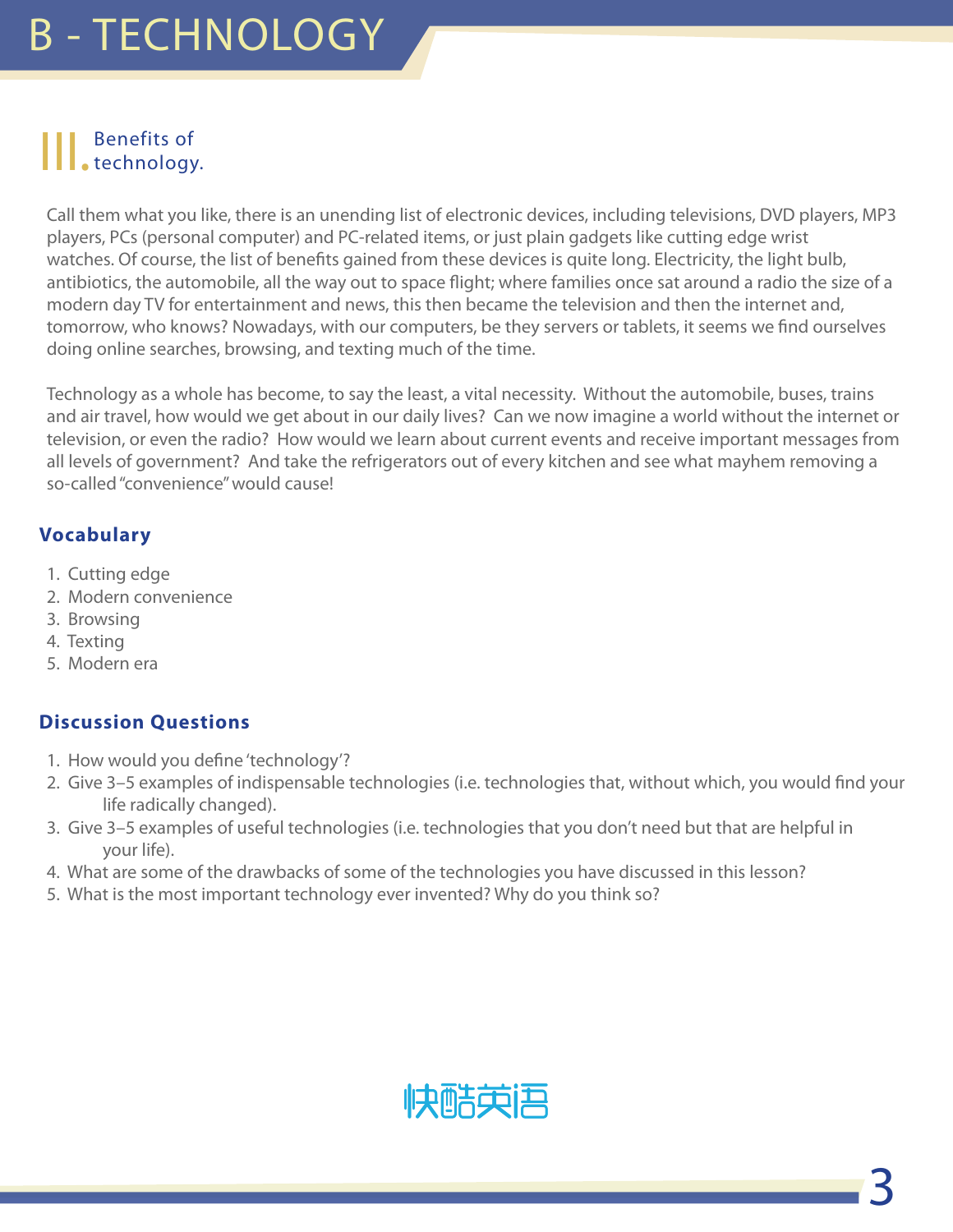# B - TECHNOLOGY

## III. Benefits of technology.

Call them what you like, there is an unending list of electronic devices, including televisions, DVD players, MP3 players, PCs (personal computer) and PC-related items, or just plain gadgets like cutting edge wrist watches. Of course, the list of benefits gained from these devices is quite long. Electricity, the light bulb, antibiotics, the automobile, all the way out to space flight; where families once sat around a radio the size of a modern day TV for entertainment and news, this then became the television and then the internet and, tomorrow, who knows? Nowadays, with our computers, be they servers or tablets, it seems we find ourselves doing online searches, browsing, and texting much of the time.

Technology as a whole has become, to say the least, a vital necessity. Without the automobile, buses, trains and air travel, how would we get about in our daily lives? Can we now imagine a world without the internet or television, or even the radio? How would we learn about current events and receive important messages from all levels of government? And take the refrigerators out of every kitchen and see what mayhem removing a so-called "convenience" would cause!

### Vocabulary

1. Cutting edge
2. Modern convenience
3. Browsing
4. Texting
5. Modern era

### Discussion Questions

1. How would you define 'technology'?
2. Give 3–5 examples of indispensable technologies (i.e. technologies that, without which, you would find your life radically changed).
3. Give 3–5 examples of useful technologies (i.e. technologies that you don't need but that are helpful in your life).
4. What are some of the drawbacks of some of the technologies you have discussed in this lesson?
5. What is the most important technology ever invented? Why do you think so?

快酷英语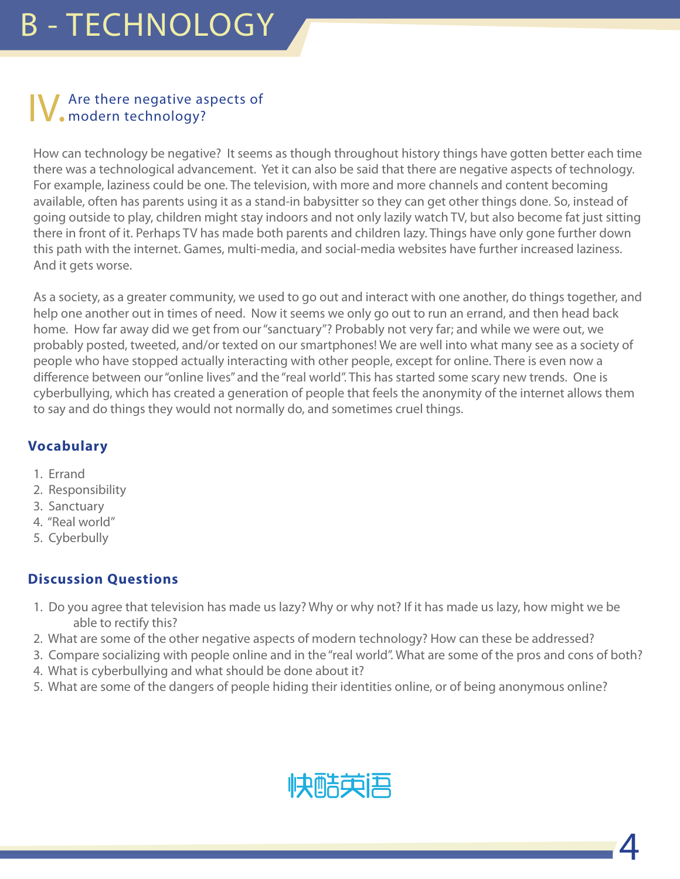# B - TECHNOLOGY

## IV. Are there negative aspects of modern technology?

How can technology be negative? It seems as though throughout history things have gotten better each time there was a technological advancement. Yet it can also be said that there are negative aspects of technology. For example, laziness could be one. The television, with more and more channels and content becoming available, often has parents using it as a stand-in babysitter so they can get other things done. So, instead of going outside to play, children might stay indoors and not only lazily watch TV, but also become fat just sitting there in front of it. Perhaps TV has made both parents and children lazy. Things have only gone further down this path with the internet. Games, multi-media, and social-media websites have further increased laziness. And it gets worse.

As a society, as a greater community, we used to go out and interact with one another, do things together, and help one another out in times of need. Now it seems we only go out to run an errand, and then head back home. How far away did we get from our "sanctuary"? Probably not very far; and while we were out, we probably posted, tweeted, and/or texted on our smartphones! We are well into what many see as a society of people who have stopped actually interacting with other people, except for online. There is even now a difference between our "online lives" and the "real world". This has started some scary new trends. One is cyberbullying, which has created a generation of people that feels the anonymity of the internet allows them to say and do things they would not normally do, and sometimes cruel things.

### Vocabulary

1. Errand
2. Responsibility
3. Sanctuary
4. "Real world"
5. Cyberbully

### Discussion Questions

1. Do you agree that television has made us lazy? Why or why not? If it has made us lazy, how might we be able to rectify this?
2. What are some of the other negative aspects of modern technology? How can these be addressed?
3. Compare socializing with people online and in the "real world". What are some of the pros and cons of both?
4. What is cyberbullying and what should be done about it?
5. What are some of the dangers of people hiding their identities online, or of being anonymous online?

快酷英语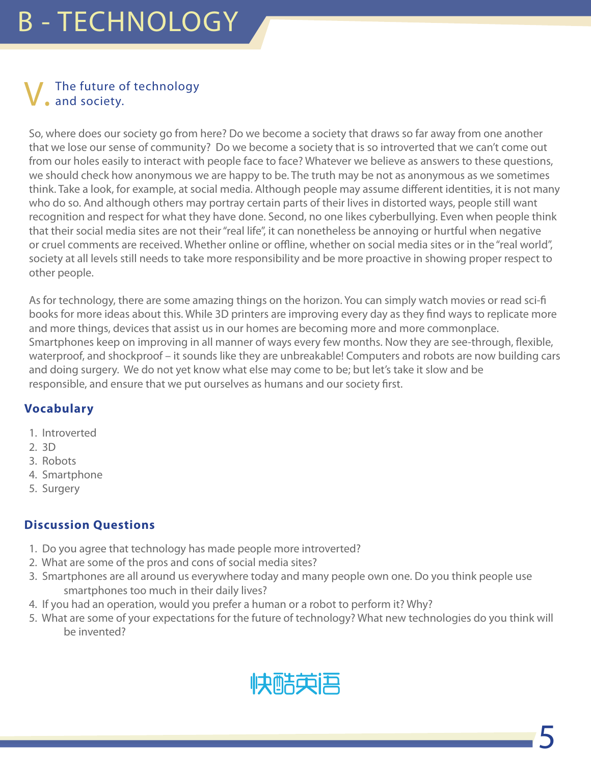# B - TECHNOLOGY

## V. The future of technology and society.

So, where does our society go from here? Do we become a society that draws so far away from one another that we lose our sense of community? Do we become a society that is so introverted that we can't come out from our holes easily to interact with people face to face? Whatever we believe as answers to these questions, we should check how anonymous we are happy to be. The truth may be not as anonymous as we sometimes think. Take a look, for example, at social media. Although people may assume different identities, it is not many who do so. And although others may portray certain parts of their lives in distorted ways, people still want recognition and respect for what they have done. Second, no one likes cyberbullying. Even when people think that their social media sites are not their "real life", it can nonetheless be annoying or hurtful when negative or cruel comments are received. Whether online or offline, whether on social media sites or in the "real world", society at all levels still needs to take more responsibility and be more proactive in showing proper respect to other people.

As for technology, there are some amazing things on the horizon. You can simply watch movies or read sci-fi books for more ideas about this. While 3D printers are improving every day as they find ways to replicate more and more things, devices that assist us in our homes are becoming more and more commonplace. Smartphones keep on improving in all manner of ways every few months. Now they are see-through, flexible, waterproof, and shockproof – it sounds like they are unbreakable! Computers and robots are now building cars and doing surgery. We do not yet know what else may come to be; but let's take it slow and be responsible, and ensure that we put ourselves as humans and our society first.

### Vocabulary

1. Introverted
2. 3D
3. Robots
4. Smartphone
5. Surgery

### Discussion Questions

1. Do you agree that technology has made people more introverted?
2. What are some of the pros and cons of social media sites?
3. Smartphones are all around us everywhere today and many people own one. Do you think people use smartphones too much in their daily lives?
4. If you had an operation, would you prefer a human or a robot to perform it? Why?
5. What are some of your expectations for the future of technology? What new technologies do you think will be invented?

快酷英语